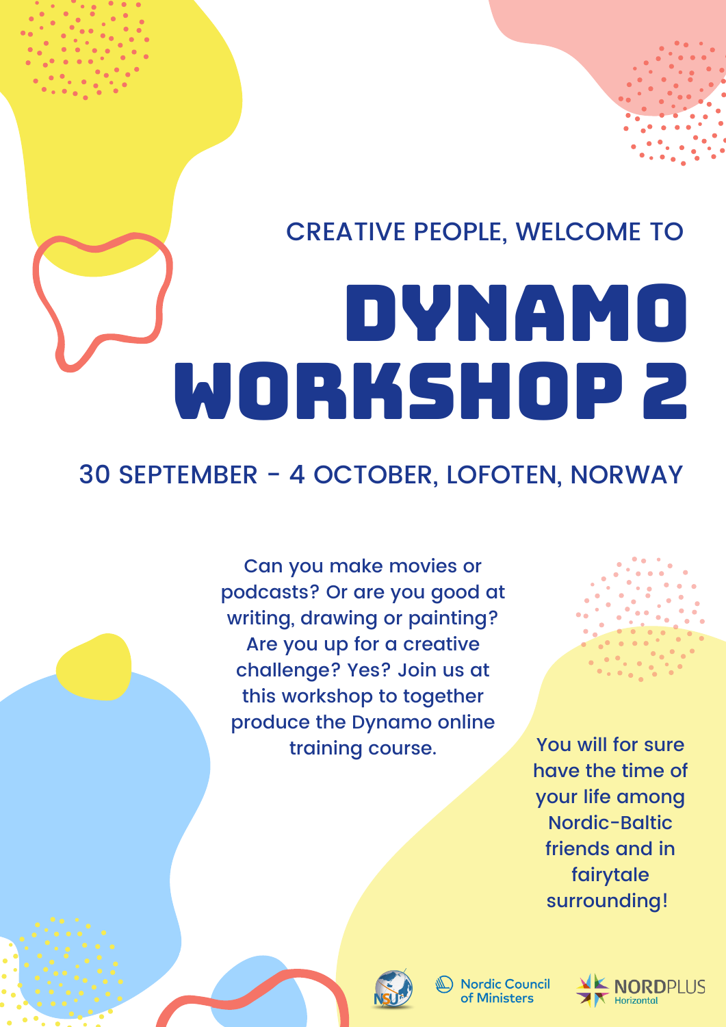CREATIVE PEOPLE, WELCOME TO

# DYNAMO WORKSHOP 2

## 30 SEPTEMBER - 4 OCTOBER, LOFOTEN, NORWAY

Can you make movies or podcasts? Or are you good at writing, drawing or painting? Are you up for a creative challenge? Yes? Join us at this workshop to together produce the Dynamo online training course.

You will for sure have the time of your life among Nordic-Baltic friends and in fairytale surrounding!

NSU

Nordic Council of Ministers

NORDPLUS Horizontal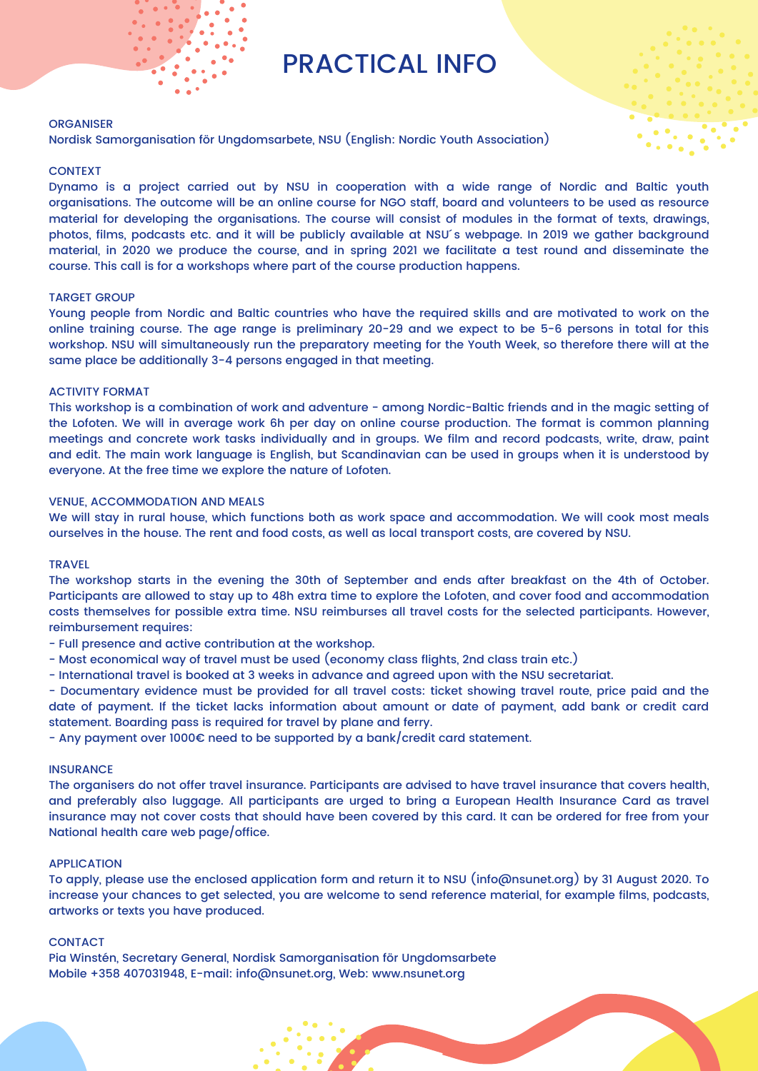# PRACTICAL INFO

## ORGANISER

Nordisk Samorganisation för Ungdomsarbete, NSU (English: Nordic Youth Association)

## CONTEXT

Dynamo is a project carried out by NSU in cooperation with a wide range of Nordic and Baltic youth organisations. The outcome will be an online course for NGO staff, board and volunteers to be used as resource material for developing the organisations. The course will consist of modules in the format of texts, drawings, photos, films, podcasts etc. and it will be publicly available at NSU´s webpage. In 2019 we gather background material, in 2020 we produce the course, and in spring 2021 we facilitate a test round and disseminate the course. This call is for a workshops where part of the course production happens.

## TARGET GROUP

Young people from Nordic and Baltic countries who have the required skills and are motivated to work on the online training course. The age range is preliminary 20-29 and we expect to be 5-6 persons in total for this workshop. NSU will simultaneously run the preparatory meeting for the Youth Week, so therefore there will at the same place be additionally 3-4 persons engaged in that meeting.

## ACTIVITY FORMAT

This workshop is a combination of work and adventure - among Nordic-Baltic friends and in the magic setting of the Lofoten. We will in average work 6h per day on online course production. The format is common planning meetings and concrete work tasks individually and in groups. We film and record podcasts, write, draw, paint and edit. The main work language is English, but Scandinavian can be used in groups when it is understood by everyone. At the free time we explore the nature of Lofoten.

## VENUE, ACCOMMODATION AND MEALS

We will stay in rural house, which functions both as work space and accommodation. We will cook most meals ourselves in the house. The rent and food costs, as well as local transport costs, are covered by NSU.

## TRAVEL

The workshop starts in the evening the 30th of September and ends after breakfast on the 4th of October. Participants are allowed to stay up to 48h extra time to explore the Lofoten, and cover food and accommodation costs themselves for possible extra time. NSU reimburses all travel costs for the selected participants. However, reimbursement requires:

- Full presence and active contribution at the workshop.
- Most economical way of travel must be used (economy class flights, 2nd class train etc.)
- International travel is booked at 3 weeks in advance and agreed upon with the NSU secretariat.
- Documentary evidence must be provided for all travel costs: ticket showing travel route, price paid and the date of payment. If the ticket lacks information about amount or date of payment, add bank or credit card statement. Boarding pass is required for travel by plane and ferry.
- Any payment over 1000€ need to be supported by a bank/credit card statement.

## INSURANCE

The organisers do not offer travel insurance. Participants are advised to have travel insurance that covers health, and preferably also luggage. All participants are urged to bring a European Health Insurance Card as travel insurance may not cover costs that should have been covered by this card. It can be ordered for free from your National health care web page/office.

## APPLICATION

To apply, please use the enclosed application form and return it to NSU (info@nsunet.org) by 31 August 2020. To increase your chances to get selected, you are welcome to send reference material, for example films, podcasts, artworks or texts you have produced.

## CONTACT

Pia Winstén, Secretary General, Nordisk Samorganisation för Ungdomsarbete
Mobile +358 407031948, E-mail: info@nsunet.org, Web: www.nsunet.org